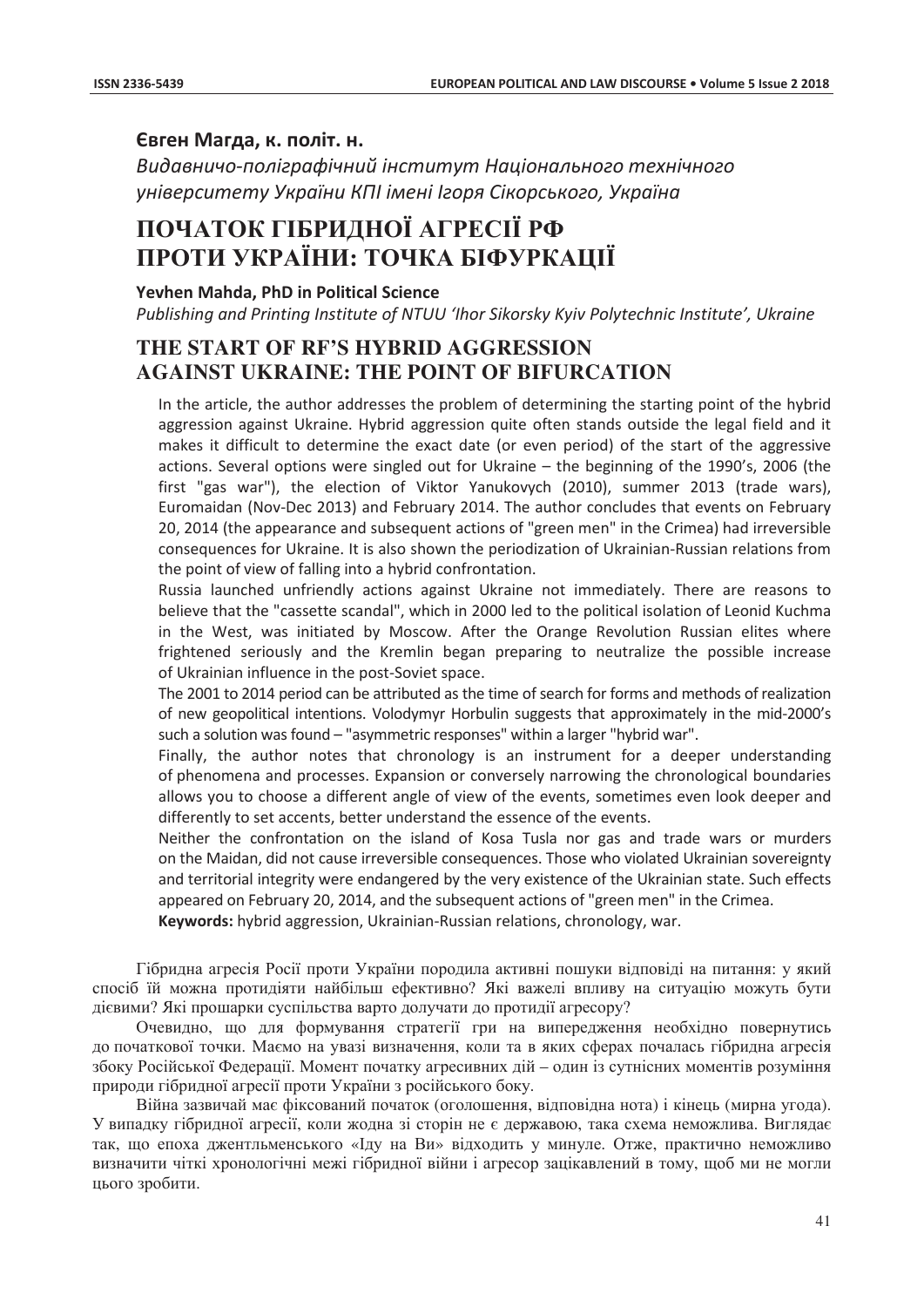**Євген Магда, к. політ. н.**

*Видавничо-поліграфічний інститут Національного технічного університету України КПІ імені Ігоря Сікорського, Україна*

# ПОЧАТОК ГІБРИДНОЇ АГРЕСІЇ РФ ПРОТИ УКРАЇНИ: ТОЧКА БІФУРКАЦІЇ

**Yevhen Mahda, PhD in Political Science**

*Publishing and Printing Institute of NTUU 'Ihor Sikorsky Kyiv Polytechnic Institute', Ukraine*

# THE START OF RF'S HYBRID AGGRESSION AGAINST UKRAINE: THE POINT OF BIFURCATION

In the article, the author addresses the problem of determining the starting point of the hybrid aggression against Ukraine. Hybrid aggression quite often stands outside the legal field and it makes it difficult to determine the exact date (or even period) of the start of the aggressive actions. Several options were singled out for Ukraine – the beginning of the 1990's, 2006 (the first "gas war"), the election of Viktor Yanukovych (2010), summer 2013 (trade wars), Euromaidan (Nov-Dec 2013) and February 2014. The author concludes that events on February 20, 2014 (the appearance and subsequent actions of "green men" in the Crimea) had irreversible consequences for Ukraine. It is also shown the periodization of Ukrainian-Russian relations from the point of view of falling into a hybrid confrontation.

Russia launched unfriendly actions against Ukraine not immediately. There are reasons to believe that the "cassette scandal", which in 2000 led to the political isolation of Leonid Kuchma in the West, was initiated by Moscow. After the Orange Revolution Russian elites where frightened seriously and the Kremlin began preparing to neutralize the possible increase of Ukrainian influence in the post-Soviet space.

The 2001 to 2014 period can be attributed as the time of search for forms and methods of realization of new geopolitical intentions. Volodymyr Horbulin suggests that approximately in the mid-2000's such a solution was found – "asymmetric responses" within a larger "hybrid war".

Finally, the author notes that chronology is an instrument for a deeper understanding of phenomena and processes. Expansion or conversely narrowing the chronological boundaries allows you to choose a different angle of view of the events, sometimes even look deeper and differently to set accents, better understand the essence of the events.

Neither the confrontation on the island of Kosa Tusla nor gas and trade wars or murders on the Maidan, did not cause irreversible consequences. Those who violated Ukrainian sovereignty and territorial integrity were endangered by the very existence of the Ukrainian state. Such effects appeared on February 20, 2014, and the subsequent actions of "green men" in the Crimea.

**Keywords:** hybrid aggression, Ukrainian-Russian relations, chronology, war.

Гібридна агресія Росії проти України породила активні пошуки відповіді на питання: у який спосіб їй можна протидіяти найбільш ефективно? Які важелі впливу на ситуацію можуть бути дієвими? Які прошарки суспільства варто долучати до протидії агресору?

Очевидно, що для формування стратегії гри на випередження необхідно повернутись до початкової точки. Маємо на увазі визначення, коли та в яких сферах почалась гібридна агресія збоку Російської Федерації. Момент початку агресивних дій – один із сутнісних моментів розуміння природи гібридної агресії проти України з російського боку.

Війна зазвичай має фіксований початок (оголошення, відповідна нота) і кінець (мирна угода). У випадку гібридної агресії, коли жодна зі сторін не є державою, така схема неможлива. Виглядає так, що епоха джентльменського «Іду на Ви» відходить у минуле. Отже, практично неможливо визначити чіткі хронологічні межі гібридної війни і агресор зацікавлений в тому, щоб ми не могли цього зробити.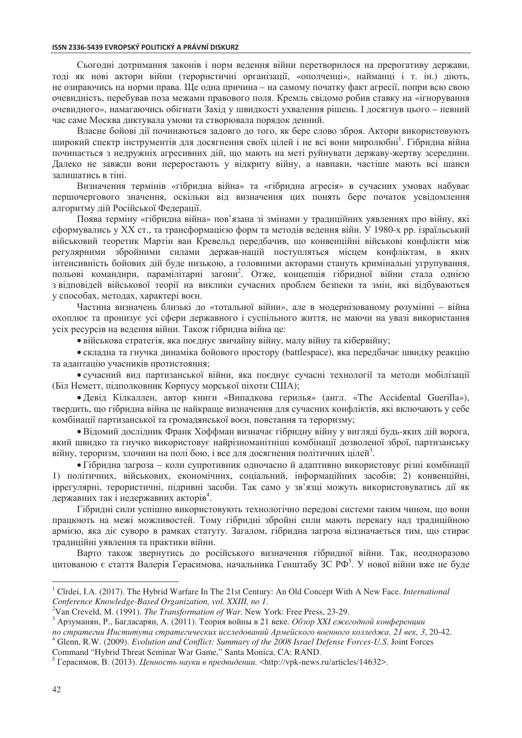Сьогодні дотримання законів і норм ведення війни перетворилося на прерогативу держави, тоді як нові актори війни (терористичні організації, «ополченці», найманці і т. ін.) діють, не озираючись на норми права. Ще одна причина – на самому початку факт агресії, попри всю свою очевидність, перебував поза межами правового поля. Кремль свідомо робив ставку на «ігнорування очевидного», намагаючись обігнати Захід у швидкості ухвалення рішень. І досягнув цього – певний час саме Москва диктувала умови та створювала порядок денний.

Власне бойові дії починаються задовго до того, як бере слово зброя. Актори використовують широкий спектр інструментів для досягнення своїх цілей і не всі вони миролюбні[1]. Гібридна війна починається з недружніх агресивних дій, що мають на меті руйнувати державу-жертву зсередини. Далеко не завжди вони переростають у відкриту війну, а навпаки, частіше мають всі шанси залишатись в тіні.

Визначення термінів «гібридна війна» та «гібридна агресія» в сучасних умовах набуває першочергового значення, оскільки від визначення цих понять бере початок усвідомлення алгоритму дій Російської Федерації.

Поява терміну «гібридна війна» пов'язана зі змінами у традиційних уявленнях про війну, які сформувались у XX ст., та трансформацією форм та методів ведення війн. У 1980-х рр. ізраїльський військовий теоретик Мартін ван Кревельд передбачив, що конвенційні військові конфлікти між регулярними збройними силами держав-націй поступляться місцем конфліктам, в яких інтенсивність бойових дій буде низькою, а головними акторами стануть кримінальні угрупування, польові командири, парамілітарні загони[2]. Отже, концепція гібридної війни стала однією з відповідей військової теорії на виклики сучасних проблем безпеки та змін, які відбуваються у способах, методах, характері воєн.

Частина визначень близькі до «тотальної війни», але в модернізованому розумінні – війна охоплює та пронизує усі сфери державного і суспільного життя, не маючи на увазі використання усіх ресурсів на ведення війни. Також гібридна війна це:

- військова стратегія, яка поєднує звичайну війну, малу війну та кібервійну;
- складна та гнучка динаміка бойового простору (battlespace), яка передбачає швидку реакцію та адаптацію учасників протистояння;
- сучасний вид партизанської війни, яка поєднує сучасні технології та методи мобілізації (Біл Неметт, підполковник Корпусу морської піхоти США);
- Девід Кілкаллен, автор книги «Випадкова герилья» (англ. «The Accidental Guerilla»), твердить, що гібридна війна це найкраще визначення для сучасних конфліктів, які включають у себе комбінації партизанської та громадянської воєн, повстання та тероризму;
- Відомий дослідник Франк Хоффман визначає гібридну війну у вигляді будь-яких дій ворога, який швидко та гнучко використовує найрізноманітніші комбінації дозволеної зброї, партизанську війну, тероризм, злочини на полі бою, і все для досягнення політичних цілей[3].
- Гібридна загроза – коли супротивник одночасно й адаптивно використовує різні комбінації 1) політичних, військових, економічних, соціальний, інформаційних засобів; 2) конвенційні, іррегулярні, терористичні, підривні засоби. Так само у зв'язці можуть використовуватись дії як державних так і недержавних акторів[4].

Гібридні сили успішно використовують технологічно передові системи таким чином, що вони працюють на межі можливостей. Тому гібридні збройні сили мають перевагу над традиційною армією, яка діє суворо в рамках статуту. Загалом, гібридна загроза відзначається тим, що стирає традиційні уявлення та практики війни.

Варто також звернутись до російського визначення гібридної війни. Так, неодноразово цитованою є стаття Валерія Герасимова, начальника Генштабу ЗС РФ[5]. У нової війни вже не буде

---

[1] Cîrdei, I.A. (2017). The Hybrid Warfare In The 21st Century: An Old Concept With A New Face. *International Conference Knowledge-Based Organization, vol. XXIII, no 1.*

[2] Van Creveld, M. (1991). *The Transformation of War*. New York: Free Press, 23-29.

[3] Арзуманян, Р., Багдасарян, А. (2011). Теория войны в 21 веке. *Обзор XXI ежегодной конференции по стратегии Института стратегических исследований Армейского военного колледжа. 21 век, 3*, 20-42.

[4] Glenn, R.W. (2009). *Evolution and Conflict: Summary of the 2008 Israel Defense Forces-U.S.* Joint Forces Command "Hybrid Threat Seminar War Game," Santa Monica, CA: RAND.

[5] Герасимов, В. (2013). *Ценность науки в предвидении*. <http://vpk-news.ru/articles/14632>.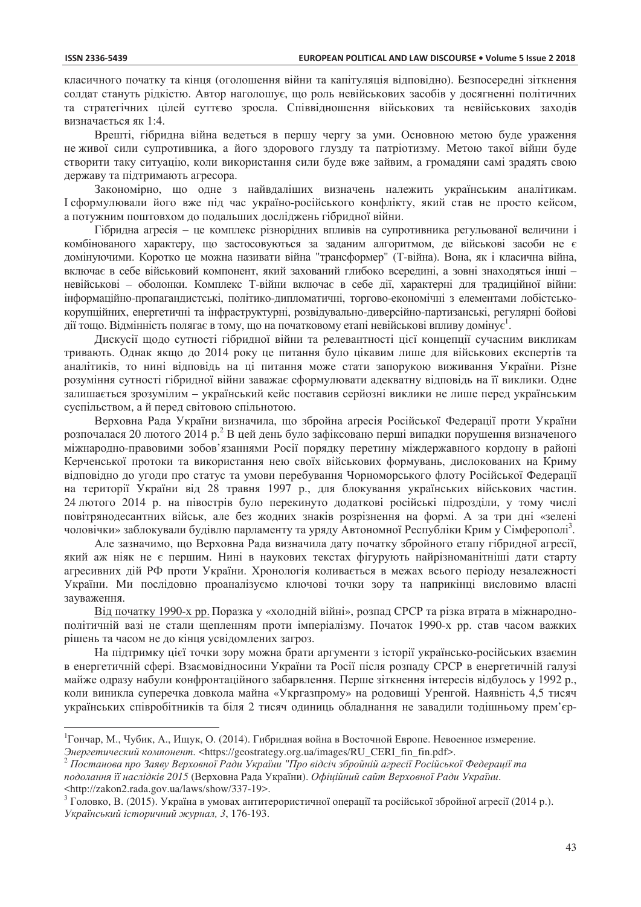класичного початку та кінця (оголошення війни та капітуляція відповідно). Безпосередні зіткнення солдат стануть рідкістю. Автор наголошує, що роль невійськових засобів у досягненні політичних та стратегічних цілей суттєво зросла. Співвідношення військових та невійськових заходів визначається як 1:4.

Врешті, гібридна війна ведеться в першу чергу за уми. Основною метою буде ураження не живої сили супротивника, а його здорового глузду та патріотизму. Метою такої війни буде створити таку ситуацію, коли використання сили буде вже зайвим, а громадяни самі зрадять свою державу та підтримають агресора.

Закономірно, що одне з найвдаліших визначень належить українським аналітикам. І сформулювали його вже під час україно-російського конфлікту, який став не просто кейсом, а потужним поштовхом до подальших досліджень гібридної війни.

Гібридна агресія – це комплекс різнорідних впливів на супротивника регульованої величини і комбінованого характеру, що застосовуються за заданим алгоритмом, де військові засоби не є домінуючими. Коротко це можна називати війна "трансформер" (Т-війна). Вона, як і класична війна, включає в себе військовий компонент, який захований глибоко всередині, а зовні знаходяться інші – невійськові – оболонки. Комплекс Т-війни включає в себе дії, характерні для традиційної війни: інформаційно-пропагандистські, політико-дипломатичні, торгово-економічні з елементами лобістсько-корупційних, енергетичні та інфраструктурні, розвідувально-диверсійно-партизанські, регулярні бойові дії тощо. Відмінність полягає в тому, що на початковому етапі невійськові впливу домінує[1].

Дискусії щодо сутності гібридної війни та релевантності цієї концепції сучасним викликам тривають. Однак якщо до 2014 року це питання було цікавим лише для військових експертів та аналітиків, то нині відповідь на ці питання може стати запорукою виживання України. Різне розуміння сутності гібридної війни заважає сформулювати адекватну відповідь на її виклики. Одне залишається зрозумілим – український кейс поставив серйозні виклики не лише перед українським суспільством, а й перед світовою спільнотою.

Верховна Рада України визначила, що збройна аґресія Російської Федерації проти України розпочалася 20 лютого 2014 р.[2] В цей день було зафіксовано перші випадки порушення визначеного міжнародно-правовими зобов'язаннями Росії порядку перетину міждержавного кордону в районі Керченської протоки та використання нею своїх військових формувань, дислокованих на Криму відповідно до угоди про статус та умови перебування Чорноморського флоту Російської Федерації на території України від 28 травня 1997 р., для блокування українських військових частин. 24 лютого 2014 р. на півострів було перекинуто додаткові російські підрозділи, у тому числі повітрянодесантних військ, але без жодних знаків розрізнення на формі. А за три дні «зелені чоловічки» заблокували будівлю парламенту та уряду Автономної Республіки Крим у Сімферополі[3].

Але зазначимо, що Верховна Рада визначила дату початку збройного етапу гібридної агресії, який аж ніяк не є першим. Нині в наукових текстах фігурують найрізноманітніші дати старту агресивних дій РФ проти України. Хронологія коливається в межах всього періоду незалежності України. Ми послідовно проаналізуємо ключові точки зору та наприкінці висловимо власні зауваження.

<u>Від початку 1990-х рр.</u> Поразка у «холодній війні», розпад СРСР та різка втрата в міжнародно-політичній вазі не стали щепленням проти імперіалізму. Початок 1990-х рр. став часом важких рішень та часом не до кінця усвідомлених загроз.

На підтримку цієї точки зору можна брати аргументи з історії українсько-російських взаємин в енергетичній сфері. Взаємовідносини України та Росії після розпаду СРСР в енергетичній галузі майже одразу набули конфронтаційного забарвлення. Перше зіткнення інтересів відбулось у 1992 р., коли виникла суперечка довкола майна «Укргазпрому» на родовищі Уренгой. Наявність 4,5 тисяч українських співробітників та біля 2 тисяч одиниць обладнання не завадили тодішньому прем'єр-

---

[1] Гончар, М., Чубик, А., Ищук, О. (2014). Гибридная война в Восточной Европе. Невоенное измерение. *Энергетический компонент*. <https://geostrategy.org.ua/images/RU_CERI_fin_fin.pdf>.

[2] *Постанова про Заяву Верховної Ради України "Про відсіч збройній агресії Російської Федерації та подолання її наслідків 2015* (Верховна Рада України). *Офіційний сайт Верховної Ради України*. <http://zakon2.rada.gov.ua/laws/show/337-19>.

[3] Головко, В. (2015). Україна в умовах антитерористичної операції та російської збройної агресії (2014 р.). *Український історичний журнал, 3*, 176-193.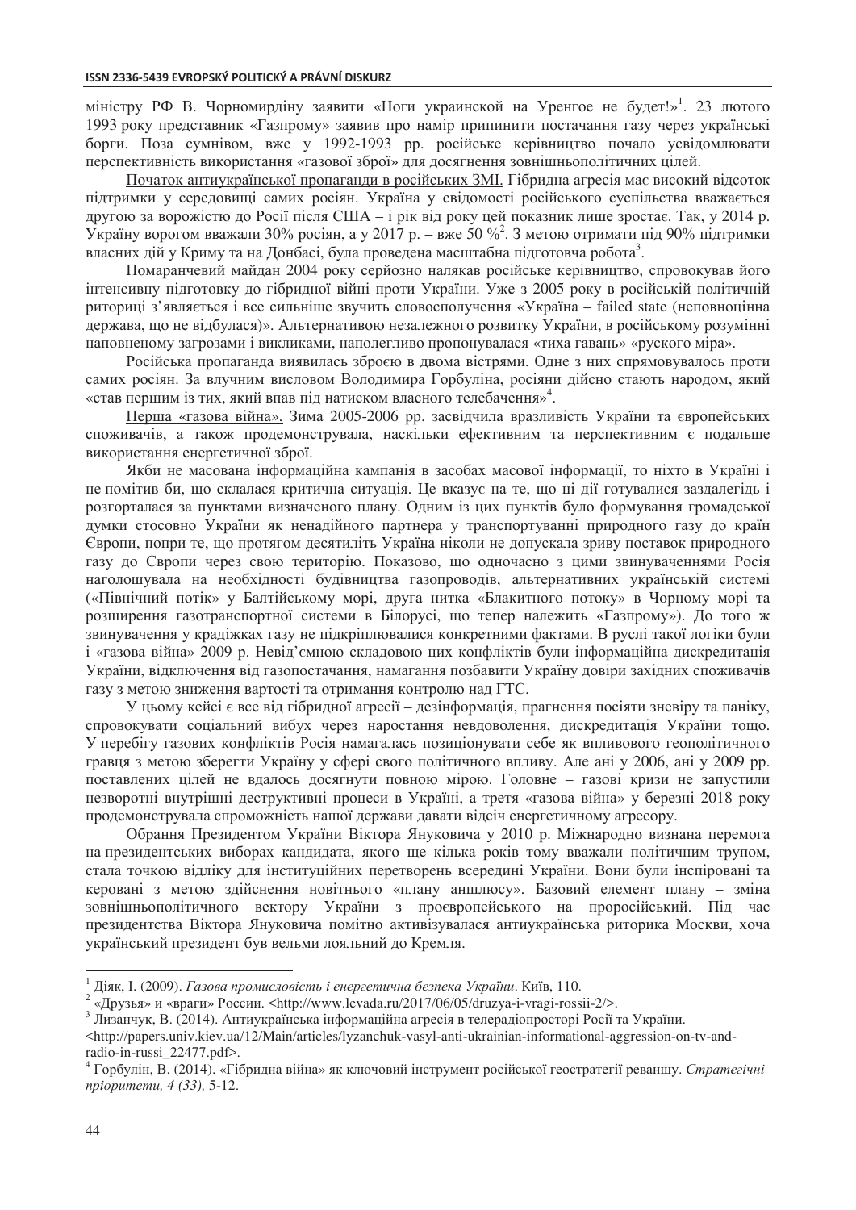міністру РФ В. Чорномирдіну заявити «Ноги украинской на Уренгое не будет!»[1]. 23 лютого 1993 року представник «Газпрому» заявив про намір припинити постачання газу через українські борги. Поза сумнівом, вже у 1992-1993 рр. російське керівництво почало усвідомлювати перспективність використання «газової зброї» для досягнення зовнішньополітичних цілей.

Початок антиукраїнської пропаганди в російських ЗМІ. Гібридна агресія має високий відсоток підтримки у середовищі самих росіян. Україна у свідомості російського суспільства вважається другою за ворожістю до Росії після США – і рік від року цей показник лише зростає. Так, у 2014 р. Україну ворогом вважали 30% росіян, а у 2017 р. – вже 50 %[2]. З метою отримати під 90% підтримки власних дій у Криму та на Донбасі, була проведена масштабна підготовча робота[3].

Помаранчевий майдан 2004 року серйозно налякав російське керівництво, спровокував його інтенсивну підготовку до гібридної війні проти України. Уже з 2005 року в російській політичній риториці з'являється і все сильніше звучить словосполучення «Україна – failed state (неповноцінна держава, що не відбулася)». Альтернативою незалежного розвитку України, в російському розумінні наповненому загрозами і викликами, наполегливо пропонувалася «тиха гавань» «руского міра».

Російська пропаганда виявилась зброєю в двома вістрями. Одне з них спрямовувалось проти самих росіян. За влучним висловом Володимира Горбуліна, росіяни дійсно стають народом, який «став першим із тих, який впав під натиском власного телебачення»[4].

Перша «газова війна». Зима 2005-2006 рр. засвідчила вразливість України та європейських споживачів, а також продемонструвала, наскільки ефективним та перспективним є подальше використання енергетичної зброї.

Якби не масована інформаційна кампанія в засобах масової інформації, то ніхто в Україні і не помітив би, що склалася критична ситуація. Це вказує на те, що ці дії готувалися заздалегідь і розгорталася за пунктами визначеного плану. Одним із цих пунктів було формування громадської думки стосовно України як ненадійного партнера у транспортуванні природного газу до країн Європи, попри те, що протягом десятиліть Україна ніколи не допускала зриву поставок природного газу до Європи через свою територію. Показово, що одночасно з цими звинуваченнями Росія наголошувала на необхідності будівництва газопроводів, альтернативних українській системі («Північний потік» у Балтійському морі, друга нитка «Блакитного потоку» в Чорному морі та розширення газотранспортної системи в Білорусі, що тепер належить «Газпрому»). До того ж звинувачення у крадіжках газу не підкріплювалися конкретними фактами. В руслі такої логіки були і «газова війна» 2009 р. Невід'ємною складовою цих конфліктів були інформаційна дискредитація України, відключення від газопостачання, намагання позбавити Україну довіри західних споживачів газу з метою зниження вартості та отримання контролю над ГТС.

У цьому кейсі є все від гібридної агресії – дезінформація, прагнення посіяти зневіру та паніку, спровокувати соціальний вибух через наростання невдоволення, дискредитація України тощо. У перебігу газових конфліктів Росія намагалась позиціонувати себе як впливового геополітичного гравця з метою зберегти Україну у сфері свого політичного впливу. Але ані у 2006, ані у 2009 рр. поставлених цілей не вдалось досягнути повною мірою. Головне – газові кризи не запустили незворотні внутрішні деструктивні процеси в Україні, а третя «газова війна» у березні 2018 року продемонструвала спроможність нашої держави давати відсіч енергетичному агресору.

Обрання Президентом України Віктора Януковича у 2010 р. Міжнародно визнана перемога на президентських виборах кандидата, якого ще кілька років тому вважали політичним трупом, стала точкою відліку для інституційних перетворень всередині України. Вони були інспіровані та керовані з метою здійснення новітнього «плану аншлюсу». Базовий елемент плану – зміна зовнішньополітичного вектору України з проєвропейського на проросійський. Під час президентства Віктора Януковича помітно активізувалася антиукраїнська риторика Москви, хоча український президент був вельми лояльний до Кремля.

---

[1] Діяк, І. (2009). *Газова промисловість і енергетична безпека України*. Київ, 110.

[2] «Друзья» и «враги» России. <http://www.levada.ru/2017/06/05/druzya-i-vragi-rossii-2/>.

[3] Лизанчук, В. (2014). Антиукраїнська інформаційна агресія в телерадіопросторі Росії та України. <http://papers.univ.kiev.ua/12/Main/articles/lyzanchuk-vasyl-anti-ukrainian-informational-aggression-on-tv-and-radio-in-russi_22477.pdf>.

[4] Горбулін, В. (2014). «Гібридна війна» як ключовий інструмент російської геостратегії реваншу. *Стратегічні пріоритети, 4 (33),* 5-12.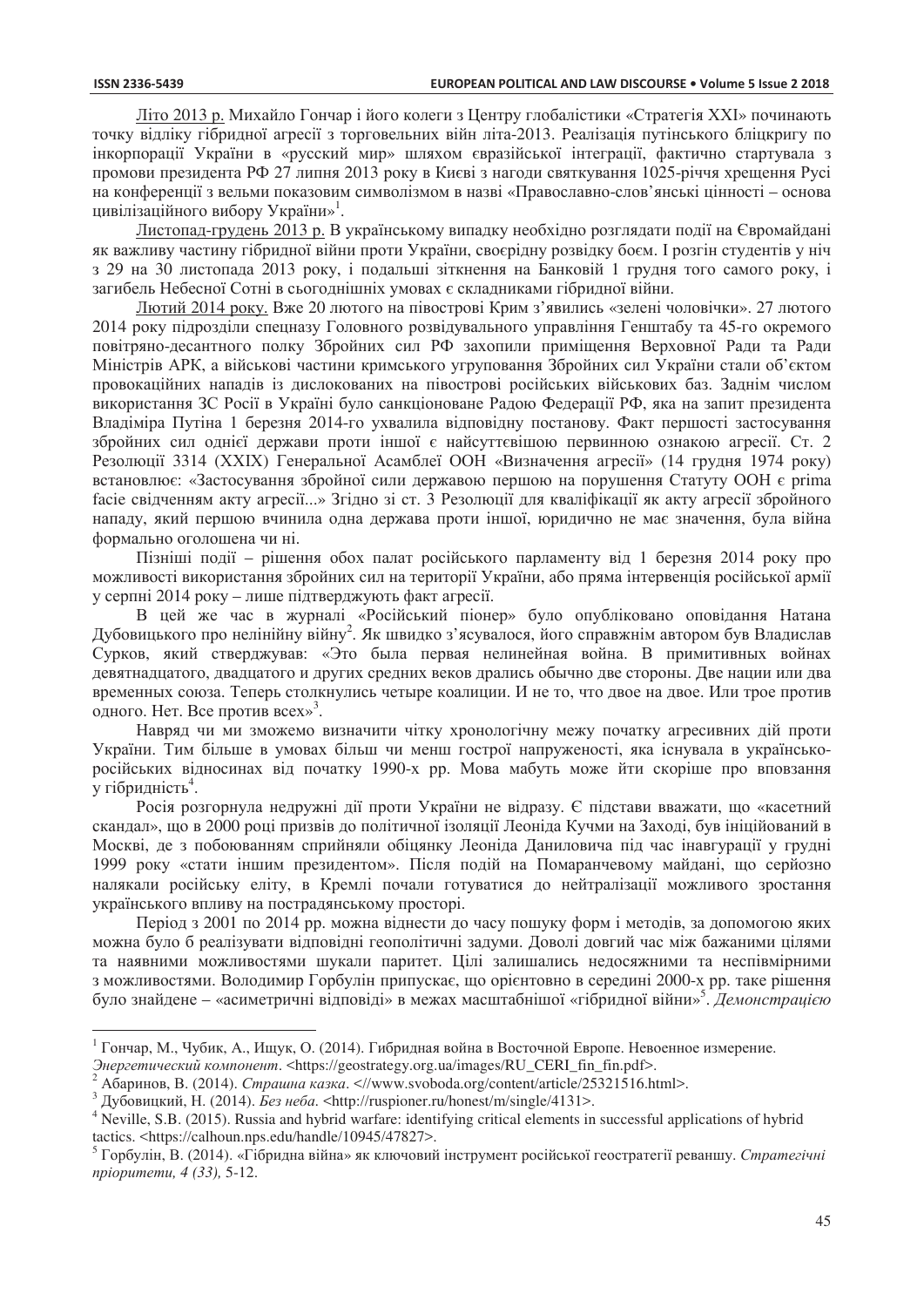Літо 2013 р. Михайло Гончар і його колеги з Центру глобалістики «Стратегія XXI» починають точку відліку гібридної агресії з торговельних війн літа-2013. Реалізація путінського бліцкригу по інкорпорації України в «русский мир» шляхом євразійської інтеграції, фактично стартувала з промови президента РФ 27 липня 2013 року в Києві з нагоди святкування 1025-річчя хрещення Русі на конференції з вельми показовим символізмом в назві «Православно-слов'янські цінності – основа цивілізаційного вибору України»[1].

Листопад-грудень 2013 р. В українському випадку необхідно розглядати події на Євромайдані як важливу частину гібридної війни проти України, своєрідну розвідку боєм. І розгін студентів у ніч з 29 на 30 листопада 2013 року, і подальші зіткнення на Банковій 1 грудня того самого року, і загибель Небесної Сотні в сьогоднішніх умовах є складниками гібридної війни.

Лютий 2014 року. Вже 20 лютого на півострові Крим з'явились «зелені чоловічки». 27 лютого 2014 року підрозділи спецназу Головного розвідувального управління Генштабу та 45-го окремого повітряно-десантного полку Збройних сил РФ захопили приміщення Верховної Ради та Ради Міністрів АРК, а військові частини кримського угруповання Збройних сил України стали об'єктом провокаційних нападів із дислокованих на півострові російських військових баз. Заднім числом використання ЗС Росії в Україні було санкціоноване Радою Федерації РФ, яка на запит президента Владіміра Путіна 1 березня 2014-го ухвалила відповідну постанову. Факт першості застосування збройних сил однієї держави проти іншої є найсуттєвішою первинною ознакою агресії. Ст. 2 Резолюції 3314 (XXIX) Генеральної Асамблеї ООН «Визначення агресії» (14 грудня 1974 року) встановлює: «Застосування збройної сили державою першою на порушення Статуту ООН є prima facie свідченням акту агресії...» Згідно зі ст. 3 Резолюції для кваліфікації як акту агресії збройного нападу, який першою вчинила одна держава проти іншої, юридично не має значення, була війна формально оголошена чи ні.

Пізніші події – рішення обох палат російського парламенту від 1 березня 2014 року про можливості використання збройних сил на території України, або пряма інтервенція російської армії у серпні 2014 року – лише підтверджують факт агресії.

В цей же час в журналі «Російський піонер» було опубліковано оповідання Натана Дубовицького про нелінійну війну[2]. Як швидко з'ясувалося, його справжнім автором був Владислав Сурков, який стверджував: «Это была первая нелинейная война. В примитивных войнах девятнадцатого, двадцатого и других средних веков дрались обычно две стороны. Две нации или два временных союза. Теперь столкнулись четыре коалиции. И не то, что двое на двое. Или трое против одного. Нет. Все против всех»[3].

Навряд чи ми зможемо визначити чітку хронологічну межу початку агресивних дій проти України. Тим більше в умовах більш чи менш гострої напруженості, яка існувала в українсько-російських відносинах від початку 1990-х рр. Мова мабуть може йти скоріше про вповзання у гібридність[4].

Росія розгорнула недружні дії проти України не відразу. Є підстави вважати, що «касетний скандал», що в 2000 році призвів до політичної ізоляції Леоніда Кучми на Заході, був ініційований в Москві, де з побоюванням сприйняли обіцянку Леоніда Даниловича під час інавгурації у грудні 1999 року «стати іншим президентом». Після подій на Помаранчевому майдані, що серйозно налякали російську еліту, в Кремлі почали готуватися до нейтралізації можливого зростання українського впливу на пострадянському просторі.

Період з 2001 по 2014 рр. можна віднести до часу пошуку форм і методів, за допомогою яких можна було б реалізувати відповідні геополітичні задуми. Доволі довгий час між бажаними цілями та наявними можливостями шукали паритет. Цілі залишались недосяжними та неспівмірними з можливостями. Володимир Горбулін припускає, що орієнтовно в середині 2000-х рр. таке рішення було знайдене – «асиметричні відповіді» в межах масштабнішої «гібридної війни»[5]. *Демонстрацією*

---

[1] Гончар, М., Чубик, А., Ищук, О. (2014). Гибридная война в Восточной Европе. Невоенное измерение. *Энергетический компонент*. <https://geostrategy.org.ua/images/RU_CERI_fin_fin.pdf>.

[2] Абаринов, В. (2014). *Страшна казка*. <//www.svoboda.org/content/article/25321516.html>.

[3] Дубовицкий, Н. (2014). *Без неба*. <http://ruspioner.ru/honest/m/single/4131>.

[4] Neville, S.B. (2015). Russia and hybrid warfare: identifying critical elements in successful applications of hybrid tactics. <https://calhoun.nps.edu/handle/10945/47827>.

[5] Горбулін, В. (2014). «Гібридна війна» як ключовий інструмент російської геостратегії реваншу. *Стратегічні пріоритети, 4 (33),* 5-12.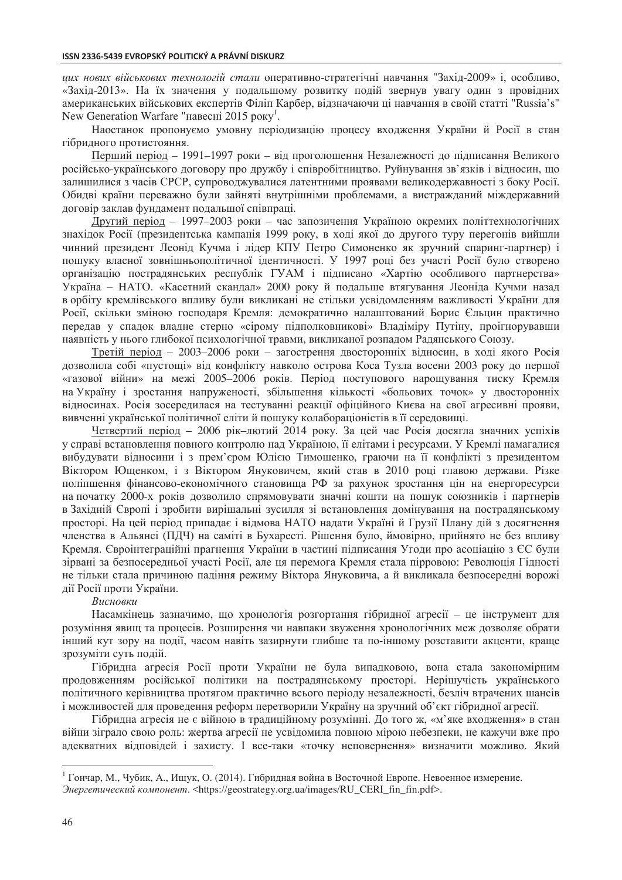*цих нових військових технологій стали* оперативно-стратегічні навчання "Захід-2009» і, особливо, «Захід-2013». На їх значення у подальшому розвитку подій звернув увагу один з провідних американських військових експертів Філіп Карбер, відзначаючи ці навчання в своїй статті "Russia's" New Generation Warfare "навесні 2015 року[1].

Наостанок пропонуємо умовну періодизацію процесу входження України й Росії в стан гібридного протистояння.

Перший період – 1991–1997 роки – від проголошення Незалежності до підписання Великого російсько-українського договору про дружбу і співробітництво. Руйнування зв'язків і відносин, що залишилися з часів СРСР, супроводжувалися латентними проявами великодержавності з боку Росії. Обидві країни переважно були зайняті внутрішніми проблемами, а вистражданий міждержавний договір заклав фундамент подальшої співпраці.

Другий період – 1997–2003 роки – час запозичення Україною окремих політтехнологічних знахідок Росії (президентська кампанія 1999 року, в ході якої до другого туру перегонів вийшли чинний президент Леонід Кучма і лідер КПУ Петро Симоненко як зручний спаринг-партнер) і пошуку власної зовнішньополітичної ідентичності. У 1997 році без участі Росії було створено організацію пострадянських республік ГУАМ і підписано «Хартію особливого партнерства» Україна – НАТО. «Касетний скандал» 2000 року й подальше втягування Леоніда Кучми назад в орбіту кремлівського впливу були викликані не стільки усвідомленням важливості України для Росії, скільки зміною господаря Кремля: демократично налаштований Борис Єльцин практично передав у спадок владне стерно «сірому підполковникові» Владіміру Путіну, проігнорувавши наявність у нього глибокої психологічної травми, викликаної розпадом Радянського Союзу.

Третій період – 2003–2006 роки – загострення двосторонніх відносин, в ході якого Росія дозволила собі «пустощі» від конфлікту навколо острова Коса Тузла восени 2003 року до першої «газової війни» на межі 2005–2006 років. Період поступового нарощування тиску Кремля на Україну і зростання напруженості, збільшення кількості «больових точок» у двосторонніх відносинах. Росія зосередилася на тестуванні реакції офіційного Києва на свої агресивні прояви, вивченні української політичної еліти й пошуку колабораціоністів в її середовищі.

Четвертий період – 2006 рік–лютий 2014 року. За цей час Росія досягла значних успіхів у справі встановлення повного контролю над Україною, її елітами і ресурсами. У Кремлі намагалися вибудувати відносини і з прем'єром Юлією Тимошенко, граючи на її конфлікті з президентом Віктором Ющенком, і з Віктором Януковичем, який став в 2010 році главою держави. Різке поліпшення фінансово-економічного становища РФ за рахунок зростання цін на енергоресурси на початку 2000-х років дозволило спрямовувати значні кошти на пошук союзників і партнерів в Західній Європі і зробити вирішальні зусилля зі встановлення домінування на пострадянському просторі. На цей період припадає і відмова НАТО надати Україні й Грузії Плану дій з досягнення членства в Альянсі (ПДЧ) на саміті в Бухаресті. Рішення було, ймовірно, прийнято не без впливу Кремля. Євроінтеграційні прагнення України в частині підписання Угоди про асоціацію з ЄС були зірвані за безпосередньої участі Росії, але ця перемога Кремля стала пірровою: Революція Гідності не тільки стала причиною падіння режиму Віктора Януковича, а й викликала безпосередні ворожі дії Росії проти України.

*Висновки*

Насамкінець зазначимо, що хронологія розгортання гібридної агресії – це інструмент для розуміння явищ та процесів. Розширення чи навпаки звуження хронологічних меж дозволяє обрати інший кут зору на події, часом навіть зазирнути глибше та по-іншому розставити акценти, краще зрозуміти суть подій.

Гібридна агресія Росії проти України не була випадковою, вона стала закономірним продовженням російської політики на пострадянському просторі. Нерішучість українського політичного керівництва протягом практично всього періоду незалежності, безліч втрачених шансів і можливостей для проведення реформ перетворили Україну на зручний об'єкт гібридної агресії.

Гібридна агресія не є війною в традиційному розумінні. До того ж, «м'яке входження» в стан війни зіграло свою роль: жертва агресії не усвідомила повною мірою небезпеки, не кажучи вже про адекватних відповідей і захисту. І все-таки «точку неповернення» визначити можливо. Який

---

[1] Гончар, М., Чубик, А., Ищук, О. (2014). Гибридная война в Восточной Европе. Невоенное измерение. *Энергетический компонент*. <https://geostrategy.org.ua/images/RU_CERI_fin_fin.pdf>.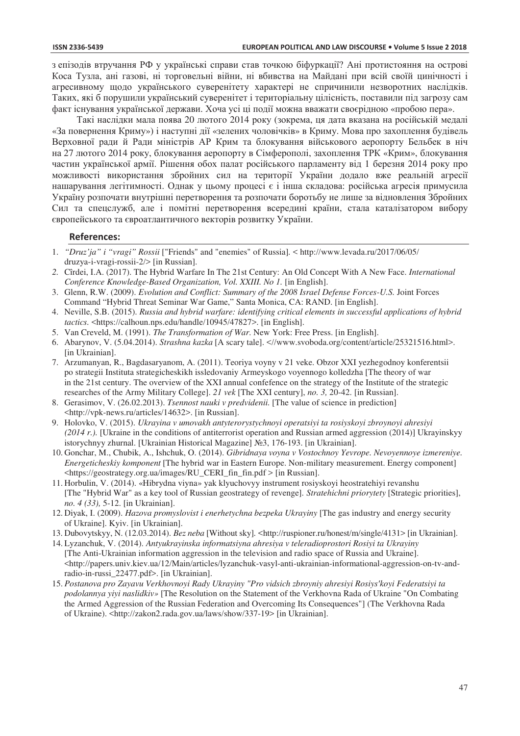з епізодів втручання РФ у українські справи став точкою біфуркації? Ані протистояння на острові Коса Тузла, ані газові, ні торговельні війни, ні вбивства на Майдані при всій своїй цинічності і агресивному щодо українського суверенітету характері не спричинили незворотних наслідків. Таких, які б порушили український суверенітет і територіальну цілісність, поставили під загрозу сам факт існування української держави. Хоча усі ці події можна вважати своєрідною «пробою пера».

Такі наслідки мала поява 20 лютого 2014 року (зокрема, ця дата вказана на російській медалі «За повернення Криму») і наступні дії «зелених чоловічків» в Криму. Мова про захоплення будівель Верховної ради й Ради міністрів АР Крим та блокування військового аеропорту Бельбек в ніч на 27 лютого 2014 року, блокування аеропорту в Сімферополі, захоплення ТРК «Крим», блокування частин української армії. Рішення обох палат російського парламенту від 1 березня 2014 року про можливості використання збройних сил на території України додало вже реальній агресії нашарування легітимності. Однак у цьому процесі є і інша складова: російська агресія примусила Україну розпочати внутрішні перетворення та розпочати боротьбу не лише за відновлення Збройних Сил та спецслужб, але і помітні перетворення всередині країни, стала каталізатором вибору європейського та євроатлантичного векторів розвитку України.

## References:

1. *"Druz'ja" i "vragi" Rossii* ["Friends" and "enemies" of Russia]. < http://www.levada.ru/2017/06/05/druzya-i-vragi-rossii-2/> [in Russian].
2. Cîrdei, I.A. (2017). The Hybrid Warfare In The 21st Century: An Old Concept With A New Face. *International Conference Knowledge-Based Organization, Vol. XXIII. No 1.* [in English].
3. Glenn, R.W. (2009). *Evolution and Conflict: Summary of the 2008 Israel Defense Forces-U.S.* Joint Forces Command "Hybrid Threat Seminar War Game," Santa Monica, CA: RAND. [in English].
4. Neville, S.B. (2015). *Russia and hybrid warfare: identifying critical elements in successful applications of hybrid tactics.* <https://calhoun.nps.edu/handle/10945/47827>. [in English].
5. Van Creveld, M. (1991). *The Transformation of War.* New York: Free Press. [in English].
6. Abarynov, V. (5.04.2014). *Strashna kazka* [A scary tale]. <//www.svoboda.org/content/article/25321516.html>. [in Ukrainian].
7. Arzumanyan, R., Bagdasaryanom, A. (2011). Teoriya voyny v 21 veke. Obzor XXI yezhegodnoy konferentsii po strategii Instituta strategicheskikh issledovaniy Armeyskogo voyennogo kolledzha [The theory of war in the 21st century. The overview of the XXI annual confefence on the strategy of the Institute of the strategic researches of the Army Military College]. *21 vek* [The XXI century], *no. 3,* 20-42. [in Russian].
8. Gerasimov, V. (26.02.2013). *Tsennost nauki v predvidenii.* [The value of science in prediction] <http://vpk-news.ru/articles/14632>. [in Russian].
9. Holovko, V. (2015). *Ukrayina v umovakh antyterorystychnoyi operatsiyi ta rosiyskoyi zbroynoyi ahresiyi (2014 r.).* [Ukraine in the conditions of antiterrorist operation and Russian armed aggression (2014)] Ukrayinskyy istorychnyy zhurnal. [Ukrainian Historical Magazine] №3, 176-193. [in Ukrainian].
10. Gonchar, M., Chubik, A., Ishchuk, O. (2014). *Gibridnaya voyna v Vostochnoy Yevrope. Nevoyennoye izmereniye. Energeticheskiy komponent* [The hybrid war in Eastern Europe. Non-military measurement. Energy component] <https://geostrategy.org.ua/images/RU_CERI_fin_fin.pdf > [in Russian].
11. Horbulin, V. (2014). «Hibrydna viyna» yak klyuchovyy instrument rosiyskoyi heostratehiyi revanshu [The "Hybrid War" as a key tool of Russian geostrategy of revenge]. *Stratehichni priorytety* [Strategic priorities], *no. 4 (33),* 5-12. [in Ukrainian].
12. Diyak, I. (2009). *Hazova promyslovist i enerhetychna bezpeka Ukrayiny* [The gas industry and energy security of Ukraine]. Kyiv. [in Ukrainian].
13. Dubovytskyy, N. (12.03.2014). *Bez neba* [Without sky]. <http://ruspioner.ru/honest/m/single/4131> [in Ukrainian].
14. Lyzanchuk, V. (2014). *Antyukrayinska informatsiyna ahresiya v teleradioprostori Rosiyi ta Ukrayiny* [The Anti-Ukrainian information aggression in the television and radio space of Russia and Ukraine]. <http://papers.univ.kiev.ua/12/Main/articles/lyzanchuk-vasyl-anti-ukrainian-informational-aggression-on-tv-and-radio-in-russi_22477.pdf>. [in Ukrainian].
15. *Postanova pro Zayavu Verkhovnoyi Rady Ukrayiny "Pro vidsich zbroyniy ahresiyi Rosiys'koyi Federatsiyi ta podolannya yiyi naslidkiv»* [The Resolution on the Statement of the Verkhovna Rada of Ukraine "On Combating the Armed Aggression of the Russian Federation and Overcoming Its Consequences"] (The Verkhovna Rada of Ukraine). <http://zakon2.rada.gov.ua/laws/show/337-19> [in Ukrainian].